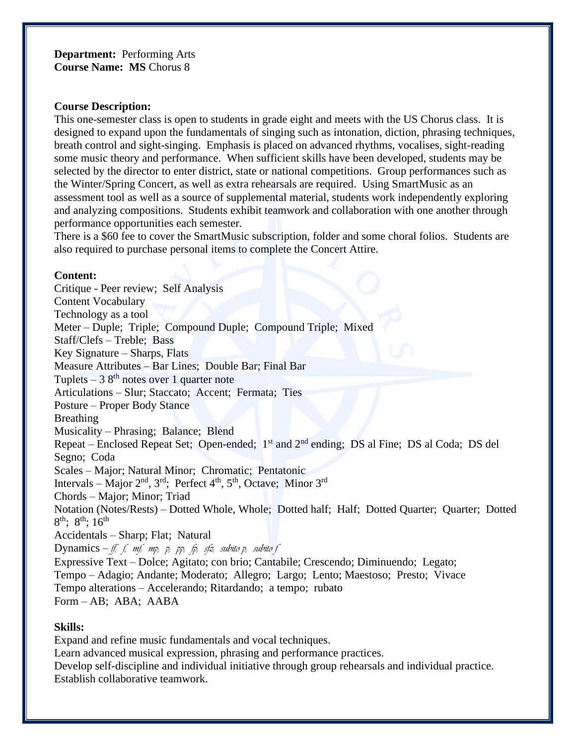**Department:** Performing Arts
**Course Name:** **MS** Chorus 8

**Course Description:**

This one-semester class is open to students in grade eight and meets with the US Chorus class. It is designed to expand upon the fundamentals of singing such as intonation, diction, phrasing techniques, breath control and sight-singing. Emphasis is placed on advanced rhythms, vocalises, sight-reading some music theory and performance. When sufficient skills have been developed, students may be selected by the director to enter district, state or national competitions. Group performances such as the Winter/Spring Concert, as well as extra rehearsals are required. Using SmartMusic as an assessment tool as well as a source of supplemental material, students work independently exploring and analyzing compositions. Students exhibit teamwork and collaboration with one another through performance opportunities each semester.

There is a $60 fee to cover the SmartMusic subscription, folder and some choral folios. Students are also required to purchase personal items to complete the Concert Attire.

**Content:**

Critique - Peer review; Self Analysis
Content Vocabulary
Technology as a tool
Meter – Duple; Triple; Compound Duple; Compound Triple; Mixed
Staff/Clefs – Treble; Bass
Key Signature – Sharps, Flats
Measure Attributes – Bar Lines; Double Bar; Final Bar
Tuplets – 3 8th notes over 1 quarter note
Articulations – Slur; Staccato; Accent; Fermata; Ties
Posture – Proper Body Stance
Breathing
Musicality – Phrasing; Balance; Blend
Repeat – Enclosed Repeat Set; Open-ended; 1st and 2nd ending; DS al Fine; DS al Coda; DS del Segno; Coda
Scales – Major; Natural Minor; Chromatic; Pentatonic
Intervals – Major 2nd, 3rd; Perfect 4th, 5th, Octave; Minor 3rd
Chords – Major; Minor; Triad
Notation (Notes/Rests) – Dotted Whole, Whole; Dotted half; Half; Dotted Quarter; Quarter; Dotted 8th; 8th; 16th
Accidentals – Sharp; Flat; Natural
Dynamics – *ff; f; mf; mp; p; pp; fp; sfz; subito p; subito f*
Expressive Text – Dolce; Agitato; con brio; Cantabile; Crescendo; Diminuendo; Legato;
Tempo – Adagio; Andante; Moderato; Allegro; Largo; Lento; Maestoso; Presto; Vivace
Tempo alterations – Accelerando; Ritardando; a tempo; rubato
Form – AB; ABA; AABA

**Skills:**

Expand and refine music fundamentals and vocal techniques.
Learn advanced musical expression, phrasing and performance practices.
Develop self-discipline and individual initiative through group rehearsals and individual practice.
Establish collaborative teamwork.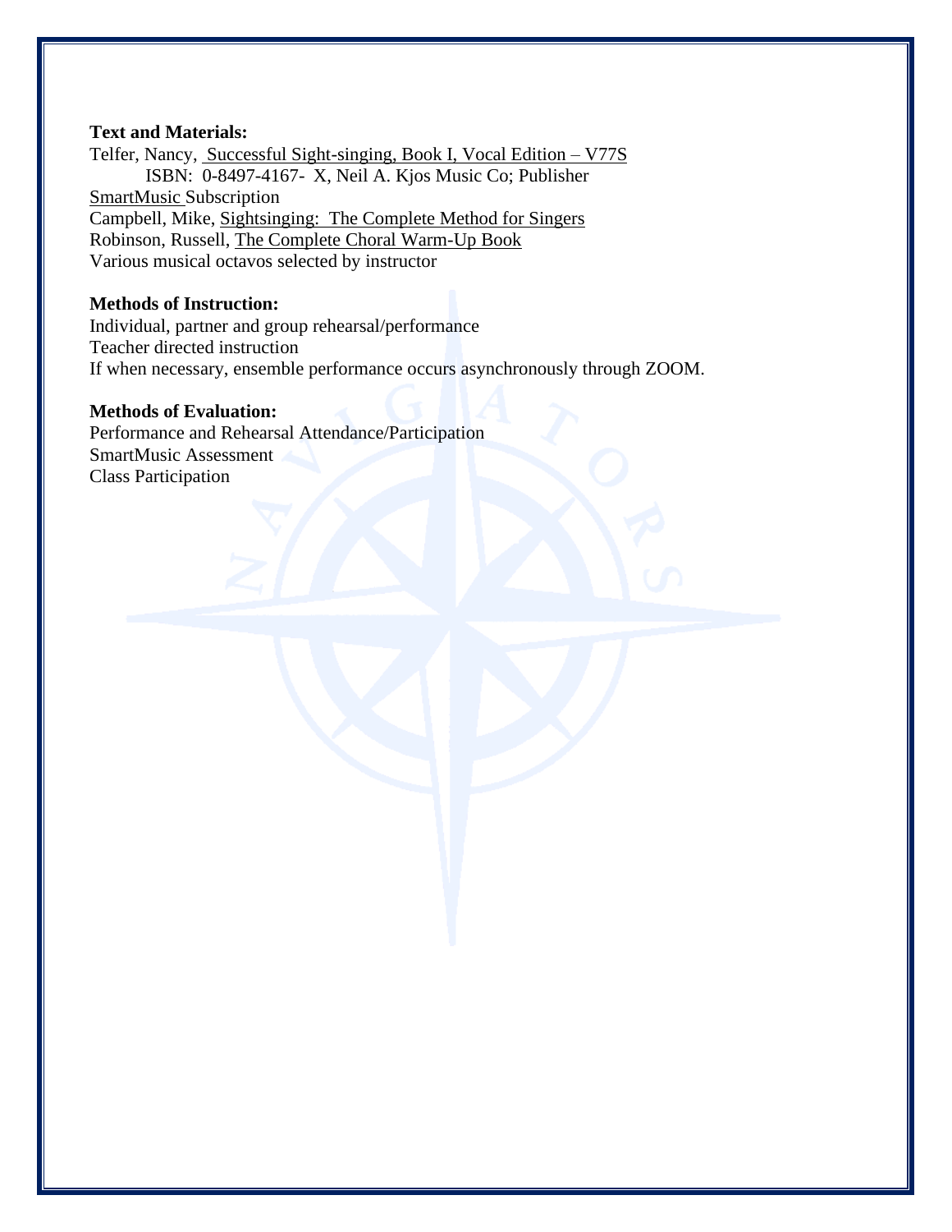**Text and Materials:**

Telfer, Nancy, Successful Sight-singing, Book I, Vocal Edition – V77S
ISBN: 0-8497-4167- X, Neil A. Kjos Music Co; Publisher
SmartMusic Subscription
Campbell, Mike, Sightsinging: The Complete Method for Singers
Robinson, Russell, The Complete Choral Warm-Up Book
Various musical octavos selected by instructor

**Methods of Instruction:**

Individual, partner and group rehearsal/performance
Teacher directed instruction
If when necessary, ensemble performance occurs asynchronously through ZOOM.

**Methods of Evaluation:**

Performance and Rehearsal Attendance/Participation
SmartMusic Assessment
Class Participation